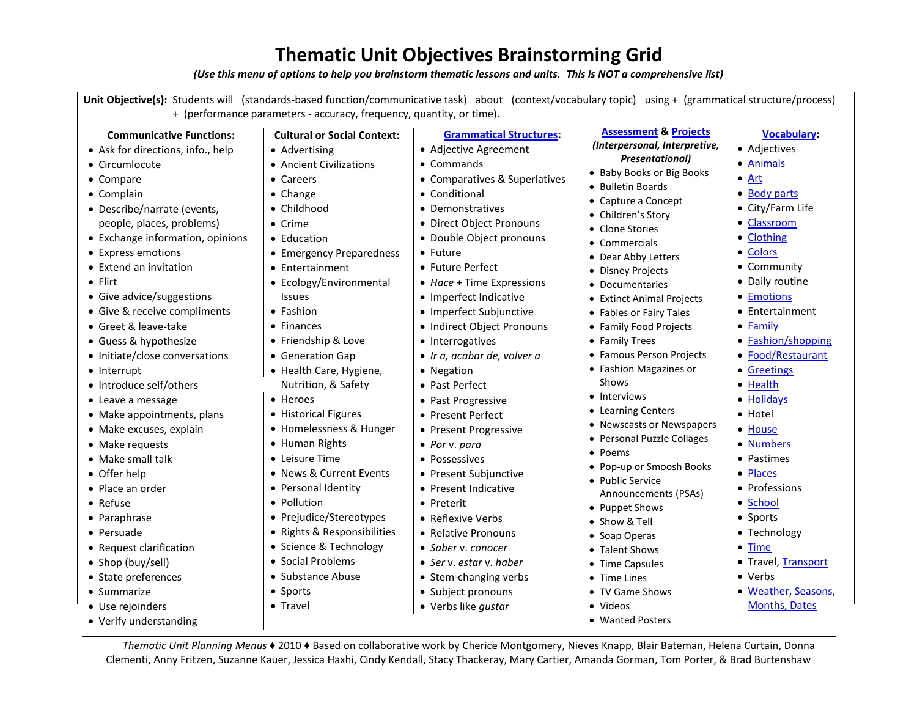# Thematic Unit Objectives Brainstorming Grid

*(Use this menu of options to help you brainstorm thematic lessons and units. This is NOT a comprehensive list)*

**Unit Objective(s):** Students will (standards-based function/communicative task) about (context/vocabulary topic) using + (grammatical structure/process) + (performance parameters - accuracy, frequency, quantity, or time).

### Communicative Functions:

- Ask for directions, info., help
- Circumlocute
- Compare
- Complain
- Describe/narrate (events, people, places, problems)
- Exchange information, opinions
- Express emotions
- Extend an invitation
- Flirt
- Give advice/suggestions
- Give & receive compliments
- Greet & leave-take
- Guess & hypothesize
- Initiate/close conversations
- Interrupt
- Introduce self/others
- Leave a message
- Make appointments, plans
- Make excuses, explain
- Make requests
- Make small talk
- Offer help
- Place an order
- Refuse
- Paraphrase
- Persuade
- Request clarification
- Shop (buy/sell)
- State preferences
- Summarize
- Use rejoinders
- Verify understanding

### Cultural or Social Context:

- Advertising
- Ancient Civilizations
- Careers
- Change
- Childhood
- Crime
- Education
- Emergency Preparedness
- Entertainment
- Ecology/Environmental Issues
- Fashion
- Finances
- Friendship & Love
- Generation Gap
- Health Care, Hygiene, Nutrition, & Safety
- Heroes
- Historical Figures
- Homelessness & Hunger
- Human Rights
- Leisure Time
- News & Current Events
- Personal Identity
- Pollution
- Prejudice/Stereotypes
- Rights & Responsibilities
- Science & Technology
- Social Problems
- Substance Abuse
- Sports
- Travel

### Grammatical Structures:

- Adjective Agreement
- Commands
- Comparatives & Superlatives
- Conditional
- Demonstratives
- Direct Object Pronouns
- Double Object pronouns
- Future
- Future Perfect
- *Hace* + Time Expressions
- Imperfect Indicative
- Imperfect Subjunctive
- Indirect Object Pronouns
- Interrogatives
- *Ir a, acabar de, volver a*
- Negation
- Past Perfect
- Past Progressive
- Present Perfect
- Present Progressive
- *Por* v. *para*
- Possessives
- Present Subjunctive
- Present Indicative
- Preterit
- Reflexive Verbs
- Relative Pronouns
- *Saber* v. *conocer*
- *Ser* v. *estar* v. *haber*
- Stem-changing verbs
- Subject pronouns
- Verbs like *gustar*

### Assessment & Projects

***(Interpersonal, Interpretive, Presentational)***

- Baby Books or Big Books
- Bulletin Boards
- Capture a Concept
- Children's Story
- Clone Stories
- Commercials
- Dear Abby Letters
- Disney Projects
- Documentaries
- Extinct Animal Projects
- Fables or Fairy Tales
- Family Food Projects
- Family Trees
- Famous Person Projects
- Fashion Magazines or Shows
- Interviews
- Learning Centers
- Newscasts or Newspapers
- Personal Puzzle Collages
- Poems
- Pop-up or Smoosh Books
- Public Service Announcements (PSAs)
- Puppet Shows
- Show & Tell
- Soap Operas
- Talent Shows
- Time Capsules
- Time Lines
- TV Game Shows
- Videos
- Wanted Posters

### Vocabulary:

- Adjectives
- Animals
- Art
- Body parts
- City/Farm Life
- Classroom
- Clothing
- Colors
- Community
- Daily routine
- Emotions
- Entertainment
- Family
- Fashion/shopping
- Food/Restaurant
- Greetings
- Health
- Holidays
- Hotel
- House
- Numbers
- Pastimes
- Places
- Professions
- School
- Sports
- Technology
- Time
- Travel, Transport
- Verbs
- Weather, Seasons, Months, Dates

---

*Thematic Unit Planning Menus* ♦ 2010 ♦ Based on collaborative work by Cherice Montgomery, Nieves Knapp, Blair Bateman, Helena Curtain, Donna Clementi, Anny Fritzen, Suzanne Kauer, Jessica Haxhi, Cindy Kendall, Stacy Thackeray, Mary Cartier, Amanda Gorman, Tom Porter, & Brad Burtenshaw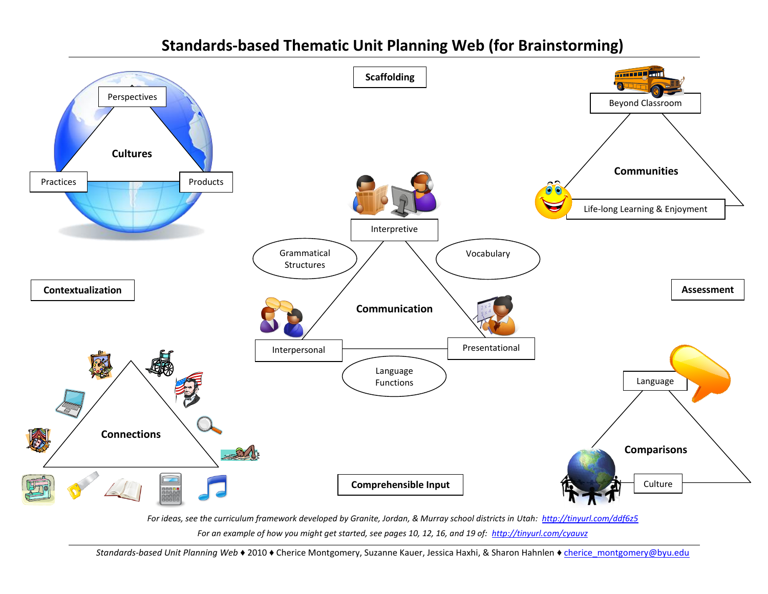# Standards-based Thematic Unit Planning Web (for Brainstorming)

Scaffolding

Perspectives

**Cultures**

Practices

Products

Beyond Classroom

**Communities**

Life-long Learning & Enjoyment

Interpretive

Grammatical Structures

Vocabulary

**Communication**

Interpersonal

Presentational

Language Functions

**Contextualization**

**Assessment**

**Connections**

Language

**Comparisons**

Culture

**Comprehensible Input**

*For ideas, see the curriculum framework developed by Granite, Jordan, & Murray school districts in Utah:* http://tinyurl.com/ddf6z5

*For an example of how you might get started, see pages 10, 12, 16, and 19 of:* http://tinyurl.com/cyauvz

*Standards-based Unit Planning Web* ♦ 2010 ♦ Cherice Montgomery, Suzanne Kauer, Jessica Haxhi, & Sharon Hahnlen ♦ cherice_montgomery@byu.edu